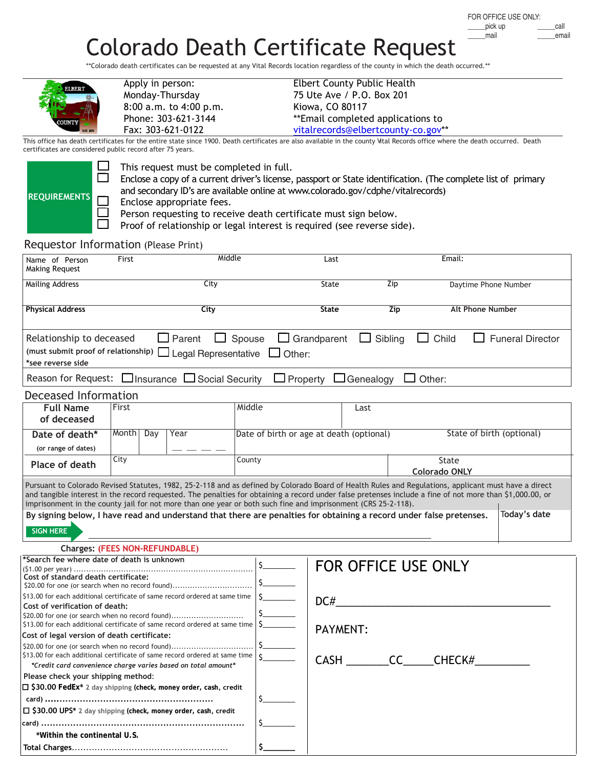FOR OFFICE USE ONLY:
_____pick up _____call
_____mail _____email

# Colorado Death Certificate Request

**Colorado death certificates can be requested at any Vital Records location regardless of the county in which the death occurred.**

Apply in person:
Monday-Thursday
8:00 a.m. to 4:00 p.m.
Phone: 303-621-3144
Fax: 303-621-0122

Elbert County Public Health
75 Ute Ave / P.O. Box 201
Kiowa, CO 80117
**Email completed applications to vitalrecords@elbertcounty-co.gov**

This office has death certificates for the entire state since 1900. Death certificates are also available in the county Vital Records office where the death occurred. Death certificates are considered public record after 75 years.

**REQUIREMENTS**

- ☐ This request must be completed in full.
- ☐ Enclose a copy of a current driver's license, passport or State identification. (The complete list of primary and secondary ID's are available online at www.colorado.gov/cdphe/vitalrecords)
- ☐ Enclose appropriate fees.
- ☐ Person requesting to receive death certificate must sign below.
- ☐ Proof of relationship or legal interest is required (see reverse side).

## Requestor Information (Please Print)

| Name of Person Making Request | First | Middle | Last | | Email: |
|---|---|---|---|---|---|
| Mailing Address | | City | State | Zip | Daytime Phone Number |
| **Physical Address** | | **City** | **State** | **Zip** | **Alt Phone Number** |

Relationship to deceased (must submit proof of relationship) *see reverse side: ☐ Parent ☐ Spouse ☐ Grandparent ☐ Sibling ☐ Child ☐ Funeral Director ☐ Legal Representative ☐ Other:

Reason for Request: ☐ Insurance ☐ Social Security ☐ Property ☐ Genealogy ☐ Other:

## Deceased Information

| **Full Name of deceased** | First | Middle | Last |
|---|---|---|---|
| **Date of death*** (or range of dates) | Month / Day / Year _ _ _ _ | Date of birth or age at death (optional) | State of birth (optional) |
| **Place of death** | City | County | State Colorado ONLY |

Pursuant to Colorado Revised Statutes, 1982, 25-2-118 and as defined by Colorado Board of Health Rules and Regulations, applicant must have a direct and tangible interest in the record requested. The penalties for obtaining a record under false pretenses include a fine of not more than $1,000.00, or imprisonment in the county jail for not more than one year or both such fine and imprisonment (CRS 25-2-118).

**By signing below, I have read and understand that there are penalties for obtaining a record under false pretenses.** | Today's date

SIGN HERE ________________________________________

Charges: **(FEES NON-REFUNDABLE)**

| | |
|---|---|
| ***Search fee where date of death is unknown** ($1.00 per year) | $_______ |
| **Cost of standard death certificate:** $20.00 for one (or search when no record found) | $_______ |
| $13.00 for each additional certificate of same record ordered at same time | $_______ |
| **Cost of verification of death:** $20.00 for one (or search when no record found) | $_______ |
| $13.00 for each additional certificate of same record ordered at same time | $_______ |
| **Cost of legal version of death certificate:** $20.00 for one (or search when no record found) | $_______ |
| $13.00 for each additional certificate of same record ordered at same time | $_______ |
| ***Credit card convenience charge varies based on total amount*** | |
| Please check your shipping method: | |
| ☐ **$30.00 FedEx*** 2 day shipping **(check, money order, cash, credit card)** | $_______ |
| ☐ **$30.00 UPS*** 2 day shipping **(check, money order, cash, credit card)** | $_______ |
| ***Within the continental U.S.** | |
| Total Charges | $_______ |

FOR OFFICE USE ONLY

DC#________________________________

PAYMENT:

CASH _______ CC_____ CHECK#_________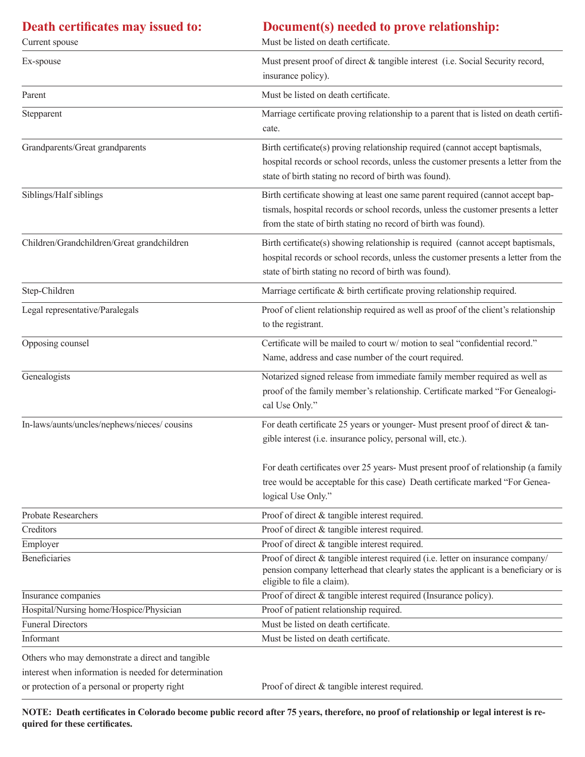| Death certificates may issued to: | Document(s) needed to prove relationship: |
|---|---|
| Current spouse | Must be listed on death certificate. |
| Ex-spouse | Must present proof of direct & tangible interest (i.e. Social Security record, insurance policy). |
| Parent | Must be listed on death certificate. |
| Stepparent | Marriage certificate proving relationship to a parent that is listed on death certificate. |
| Grandparents/Great grandparents | Birth certificate(s) proving relationship required (cannot accept baptismals, hospital records or school records, unless the customer presents a letter from the state of birth stating no record of birth was found). |
| Siblings/Half siblings | Birth certificate showing at least one same parent required (cannot accept baptismals, hospital records or school records, unless the customer presents a letter from the state of birth stating no record of birth was found). |
| Children/Grandchildren/Great grandchildren | Birth certificate(s) showing relationship is required (cannot accept baptismals, hospital records or school records, unless the customer presents a letter from the state of birth stating no record of birth was found). |
| Step-Children | Marriage certificate & birth certificate proving relationship required. |
| Legal representative/Paralegals | Proof of client relationship required as well as proof of the client's relationship to the registrant. |
| Opposing counsel | Certificate will be mailed to court w/ motion to seal "confidential record." Name, address and case number of the court required. |
| Genealogists | Notarized signed release from immediate family member required as well as proof of the family member's relationship. Certificate marked "For Genealogical Use Only." |
| In-laws/aunts/uncles/nephews/nieces/ cousins | For death certificate 25 years or younger- Must present proof of direct & tangible interest (i.e. insurance policy, personal will, etc.).<br><br>For death certificates over 25 years- Must present proof of relationship (a family tree would be acceptable for this case) Death certificate marked "For Genealogical Use Only." |
| Probate Researchers | Proof of direct & tangible interest required. |
| Creditors | Proof of direct & tangible interest required. |
| Employer | Proof of direct & tangible interest required. |
| Beneficiaries | Proof of direct & tangible interest required (i.e. letter on insurance company/ pension company letterhead that clearly states the applicant is a beneficiary or is eligible to file a claim). |
| Insurance companies | Proof of direct & tangible interest required (Insurance policy). |
| Hospital/Nursing home/Hospice/Physician | Proof of patient relationship required. |
| Funeral Directors | Must be listed on death certificate. |
| Informant | Must be listed on death certificate. |
| Others who may demonstrate a direct and tangible interest when information is needed for determination or protection of a personal or property right | Proof of direct & tangible interest required. |

**NOTE: Death certificates in Colorado become public record after 75 years, therefore, no proof of relationship or legal interest is required for these certificates.**